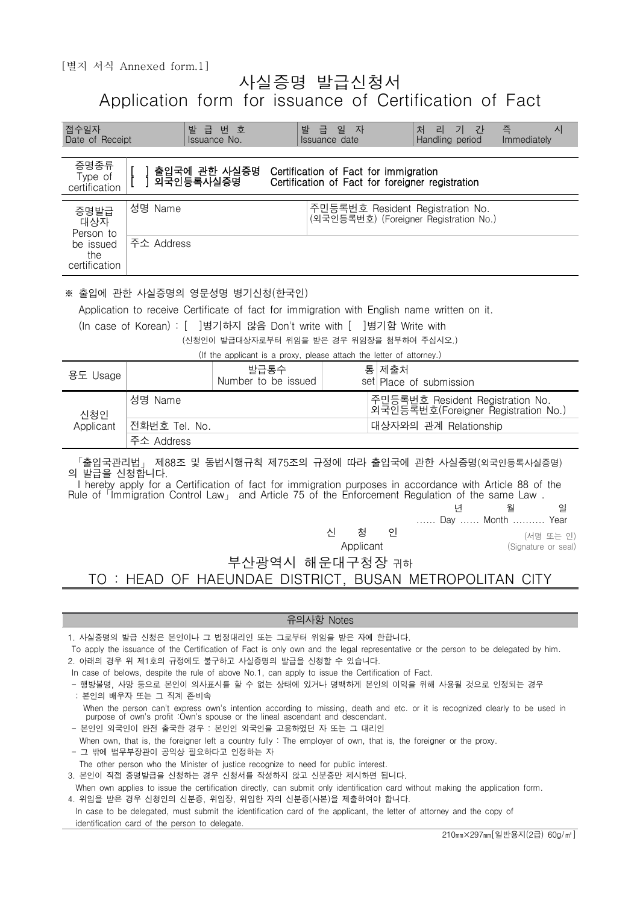[별지 서식 Annexed form.1]

# 사실증명 발급신청서
# Application form for issuance of Certification of Fact

| 접수일자 Date of Receipt | 발 급 번 호 Issuance No. | 발 급 일 자 Issuance date | 처 리 기 간 Handling period | 즉 시 Immediately |
|---|---|---|---|---|

| 증명종류 Type of certification | [ ] **출입국에 관한 사실증명** **Certification of Fact for immigration** [ ] **외국인등록사실증명** **Certification of Fact for foreigner registration** | |
|---|---|---|
| 증명발급 대상자 Person to be issued the certification | 성명 Name | 주민등록번호 Resident Registration No. (외국인등록번호) (Foreigner Registration No.) |
| | 주소 Address | |

※ 출입에 관한 사실증명의 영문성명 병기신청(한국인)

Application to receive Certificate of fact for immigration with English name written on it.

(In case of Korean) : [ ]병기하지 않음 Don't write with [ ]병기함 Write with

(신청인이 발급대상자로부터 위임을 받은 경우 위임장을 첨부하여 주십시오.)

(If the applicant is a proxy, please attach the letter of attorney.)

| 용도 Usage | | 발급통수 Number to be issued | 통 set | 제출처 Place of submission |
|---|---|---|---|---|

| 신청인 Applicant | 성명 Name | 주민등록번호 Resident Registration No. 외국인등록번호(Foreigner Registration No.) |
|---|---|---|
| | 전화번호 Tel. No. | 대상자와의 관계 Relationship |
| | 주소 Address | |

「출입국관리법」 제88조 및 동법시행규칙 제75조의 규정에 따라 출입국에 관한 사실증명(외국인등록사실증명)의 발급을 신청합니다.

I hereby apply for a Certification of fact for immigration purposes in accordance with Article 88 of the Rule of「Immigration Control Law」 and Article 75 of the Enforcement Regulation of the same Law .

년 월 일
…… Day …… Month ………. Year

신 청 인 (서명 또는 인)
Applicant (Signature or seal)

## 부산광역시 해운대구청장 귀하
## TO : HEAD OF HAEUNDAE DISTRICT, BUSAN METROPOLITAN CITY

### 유의사항 Notes

1. 사실증명의 발급 신청은 본인이나 그 법정대리인 또는 그로부터 위임을 받은 자에 한합니다.
   To apply the issuance of the Certification of Fact is only own and the legal representative or the person to be delegated by him.
2. 아래의 경우 위 제1호의 규정에도 불구하고 사실증명의 발급을 신청할 수 있습니다.
   In case of belows, despite the rule of above No.1, can apply to issue the Certification of Fact.
   - 행방불명, 사망 등으로 본인이 의사표시를 할 수 없는 상태에 있거나 명백하게 본인의 이익을 위해 사용될 것으로 인정되는 경우 : 본인의 배우자 또는 그 직계 존비속
     When the person can't express own's intention according to missing, death and etc. or it is recognized clearly to be used in purpose of own's profit :Own's spouse or the lineal ascendant and descendant.
   - 본인인 외국인이 완전 출국한 경우 : 본인인 외국인을 고용하였던 자 또는 그 대리인
     When own, that is, the foreigner left a country fully : The employer of own, that is, the foreigner or the proxy.
   - 그 밖에 법무부장관이 공익상 필요하다고 인정하는 자
     The other person who the Minister of justice recognize to need for public interest.
3. 본인이 직접 증명발급을 신청하는 경우 신청서를 작성하지 않고 신분증만 제시하면 됩니다.
   When own applies to issue the certification directly, can submit only identification card without making the application form.
4. 위임을 받은 경우 신청인의 신분증, 위임장, 위임한 자의 신분증(사본)을 제출하여야 합니다.
   In case to be delegated, must submit the identification card of the applicant, the letter of attorney and the copy of identification card of the person to delegate.

210㎜×297㎜[일반용지(2급) 60g/㎡]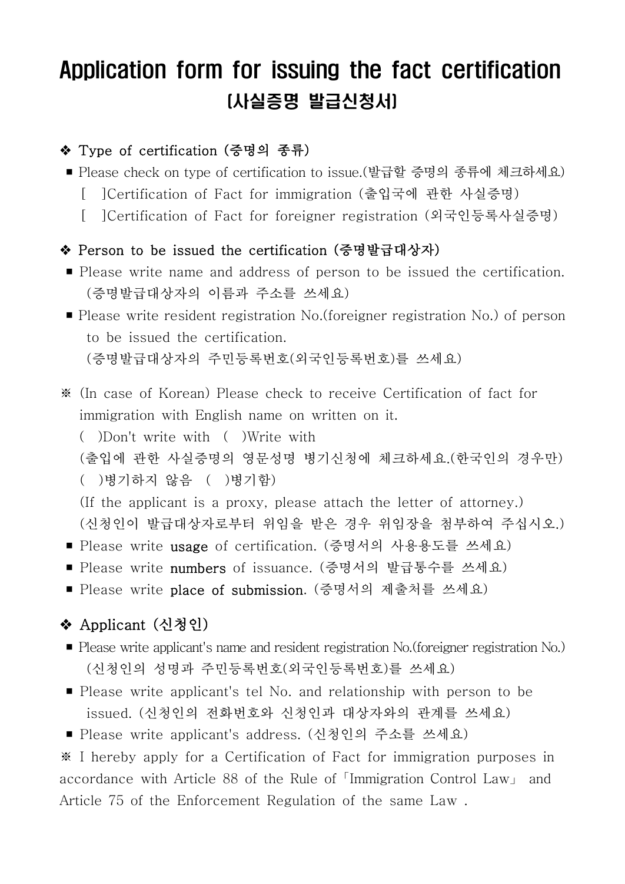# Application form for issuing the fact certification
## (사실증명 발급신청서)

❖ **Type of certification (증명의 종류)**

- Please check on type of certification to issue.(발급할 증명의 종류에 체크하세요)
  - [ ]Certification of Fact for immigration (출입국에 관한 사실증명)
  - [ ]Certification of Fact for foreigner registration (외국인등록사실증명)

❖ **Person to be issued the certification (증명발급대상자)**

- Please write name and address of person to be issued the certification. (증명발급대상자의 이름과 주소를 쓰세요)
- Please write resident registration No.(foreigner registration No.) of person to be issued the certification.
  (증명발급대상자의 주민등록번호(외국인등록번호)를 쓰세요)

※ (In case of Korean) Please check to receive Certification of fact for immigration with English name on written on it.
( )Don't write with ( )Write with
(출입에 관한 사실증명의 영문성명 병기신청에 체크하세요.(한국인의 경우만)
( )병기하지 않음 ( )병기함)
(If the applicant is a proxy, please attach the letter of attorney.)
(신청인이 발급대상자로부터 위임을 받은 경우 위임장을 첨부하여 주십시오.)

- Please write **usage** of certification. (증명서의 사용용도를 쓰세요)
- Please write **numbers** of issuance. (증명서의 발급통수를 쓰세요)
- Please write **place of submission**. (증명서의 제출처를 쓰세요)

❖ **Applicant (신청인)**

- Please write applicant's name and resident registration No.(foreigner registration No.) (신청인의 성명과 주민등록번호(외국인등록번호)를 쓰세요)
- Please write applicant's tel No. and relationship with person to be issued. (신청인의 전화번호와 신청인과 대상자와의 관계를 쓰세요)
- Please write applicant's address. (신청인의 주소를 쓰세요)

※ I hereby apply for a Certification of Fact for immigration purposes in accordance with Article 88 of the Rule of「Immigration Control Law」 and Article 75 of the Enforcement Regulation of the same Law .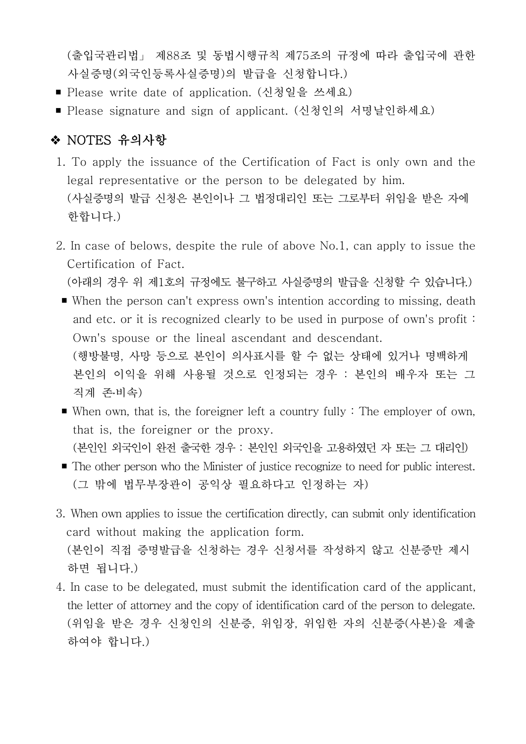(출입국관리법」 제88조 및 동법시행규칙 제75조의 규정에 따라 출입국에 관한 사실증명(외국인등록사실증명)의 발급을 신청합니다.)

- Please write date of application. (신청일을 쓰세요)
- Please signature and sign of applicant. (신청인의 서명날인하세요)

## ❖ NOTES 유의사항

1. To apply the issuance of the Certification of Fact is only own and the legal representative or the person to be delegated by him.
(사실증명의 발급 신청은 본인이나 그 법정대리인 또는 그로부터 위임을 받은 자에 한합니다.)

2. In case of belows, despite the rule of above No.1, can apply to issue the Certification of Fact.
(아래의 경우 위 제1호의 규정에도 불구하고 사실증명의 발급을 신청할 수 있습니다.)
   - When the person can't express own's intention according to missing, death and etc. or it is recognized clearly to be used in purpose of own's profit : Own's spouse or the lineal ascendant and descendant.
   (행방불명, 사망 등으로 본인이 의사표시를 할 수 없는 상태에 있거나 명백하게 본인의 이익을 위해 사용될 것으로 인정되는 경우 : 본인의 배우자 또는 그 직계 존·비속)
   - When own, that is, the foreigner left a country fully : The employer of own, that is, the foreigner or the proxy.
   (본인인 외국인이 완전 출국한 경우 : 본인인 외국인을 고용하였던 자 또는 그 대리인)
   - The other person who the Minister of justice recognize to need for public interest.
   (그 밖에 법무부장관이 공익상 필요하다고 인정하는 자)

3. When own applies to issue the certification directly, can submit only identification card without making the application form.
(본인이 직접 증명발급을 신청하는 경우 신청서를 작성하지 않고 신분증만 제시하면 됩니다.)

4. In case to be delegated, must submit the identification card of the applicant, the letter of attorney and the copy of identification card of the person to delegate.
(위임을 받은 경우 신청인의 신분증, 위임장, 위임한 자의 신분증(사본)을 제출하여야 합니다.)